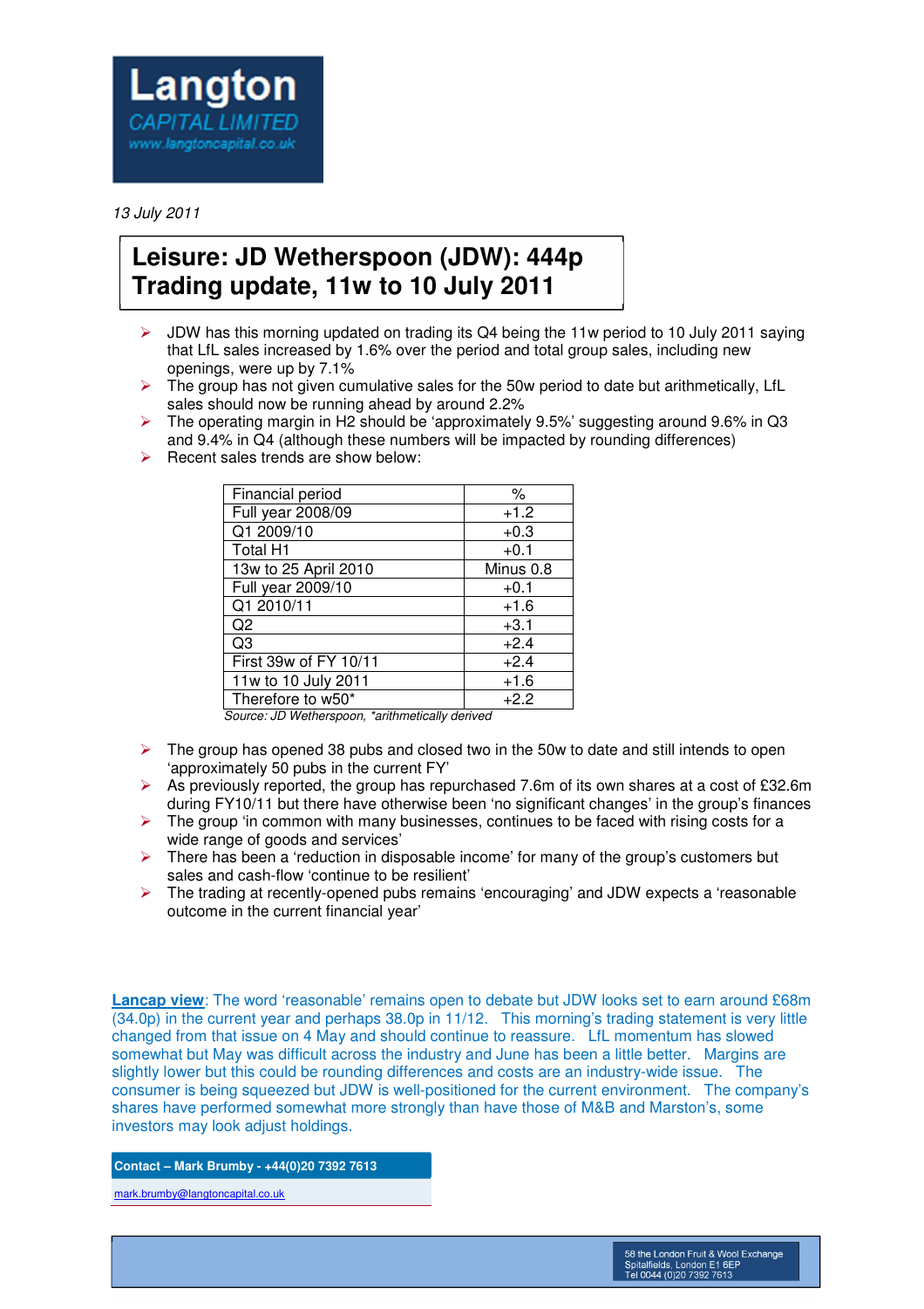Langton
CAPITAL LIMITED
www.langtoncapital.co.uk

*13 July 2011*

# Leisure: JD Wetherspoon (JDW): 444p
# Trading update, 11w to 10 July 2011

- JDW has this morning updated on trading its Q4 being the 11w period to 10 July 2011 saying that LfL sales increased by 1.6% over the period and total group sales, including new openings, were up by 7.1%
- The group has not given cumulative sales for the 50w period to date but arithmetically, LfL sales should now be running ahead by around 2.2%
- The operating margin in H2 should be 'approximately 9.5%' suggesting around 9.6% in Q3 and 9.4% in Q4 (although these numbers will be impacted by rounding differences)
- Recent sales trends are show below:

| Financial period | % |
|---|---|
| Full year 2008/09 | +1.2 |
| Q1 2009/10 | +0.3 |
| Total H1 | +0.1 |
| 13w to 25 April 2010 | Minus 0.8 |
| Full year 2009/10 | +0.1 |
| Q1 2010/11 | +1.6 |
| Q2 | +3.1 |
| Q3 | +2.4 |
| First 39w of FY 10/11 | +2.4 |
| 11w to 10 July 2011 | +1.6 |
| Therefore to w50* | +2.2 |

*Source: JD Wetherspoon, \*arithmetically derived*

- The group has opened 38 pubs and closed two in the 50w to date and still intends to open 'approximately 50 pubs in the current FY'
- As previously reported, the group has repurchased 7.6m of its own shares at a cost of £32.6m during FY10/11 but there have otherwise been 'no significant changes' in the group's finances
- The group 'in common with many businesses, continues to be faced with rising costs for a wide range of goods and services'
- There has been a 'reduction in disposable income' for many of the group's customers but sales and cash-flow 'continue to be resilient'
- The trading at recently-opened pubs remains 'encouraging' and JDW expects a 'reasonable outcome in the current financial year'

**Lancap view**: The word 'reasonable' remains open to debate but JDW looks set to earn around £68m (34.0p) in the current year and perhaps 38.0p in 11/12. This morning's trading statement is very little changed from that issue on 4 May and should continue to reassure. LfL momentum has slowed somewhat but May was difficult across the industry and June has been a little better. Margins are slightly lower but this could be rounding differences and costs are an industry-wide issue. The consumer is being squeezed but JDW is well-positioned for the current environment. The company's shares have performed somewhat more strongly than have those of M&B and Marston's, some investors may look adjust holdings.

**Contact – Mark Brumby - +44(0)20 7392 7613**

mark.brumby@langtoncapital.co.uk

58 the London Fruit & Wool Exchange
Spitalfields, London E1 6EP
Tel 0044 (0)20 7392 7613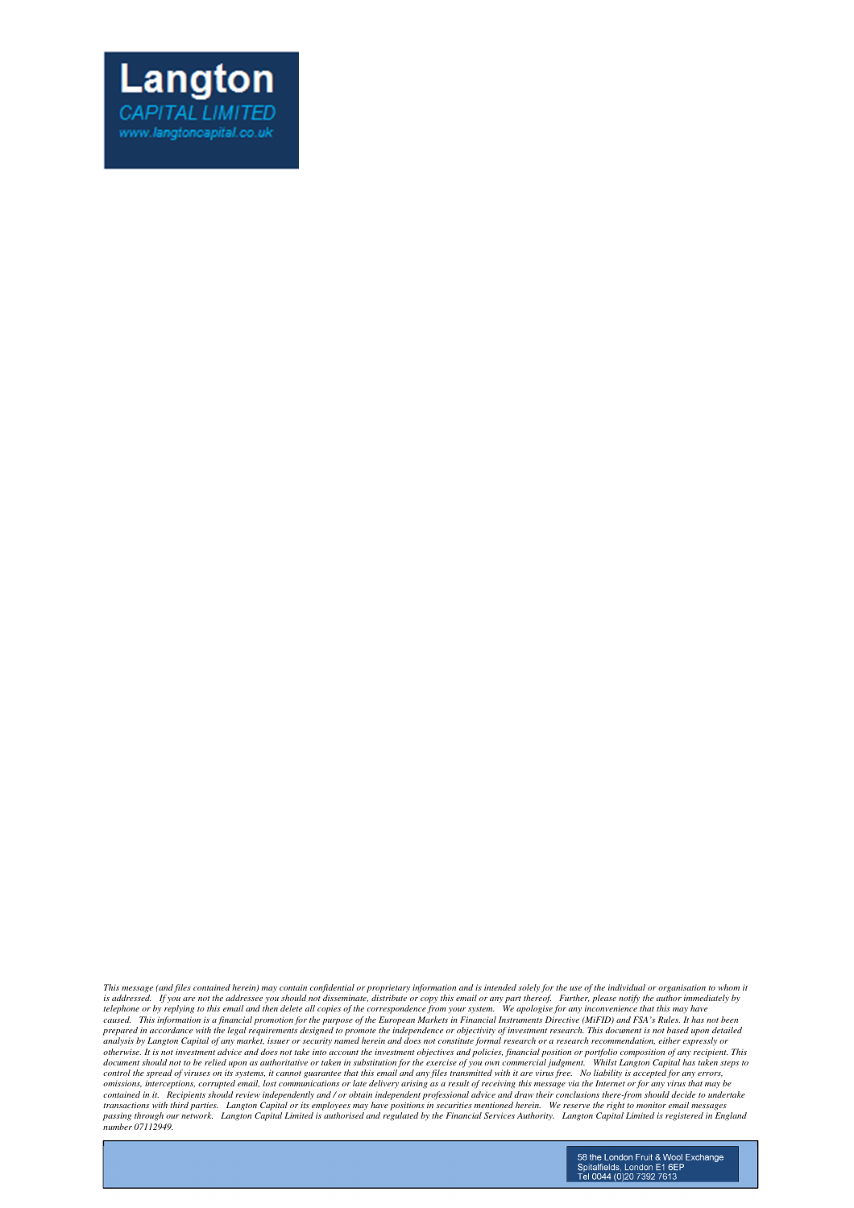**Langton**
CAPITAL LIMITED
www.langtoncapital.co.uk

*This message (and files contained herein) may contain confidential or proprietary information and is intended solely for the use of the individual or organisation to whom it is addressed. If you are not the addressee you should not disseminate, distribute or copy this email or any part thereof. Further, please notify the author immediately by telephone or by replying to this email and then delete all copies of the correspondence from your system. We apologise for any inconvenience that this may have caused. This information is a financial promotion for the purpose of the European Markets in Financial Instruments Directive (MiFID) and FSA's Rules. It has not been prepared in accordance with the legal requirements designed to promote the independence or objectivity of investment research. This document is not based upon detailed analysis by Langton Capital of any market, issuer or security named herein and does not constitute formal research or a research recommendation, either expressly or otherwise. It is not investment advice and does not take into account the investment objectives and policies, financial position or portfolio composition of any recipient. This document should not to be relied upon as authoritative or taken in substitution for the exercise of you own commercial judgment. Whilst Langton Capital has taken steps to control the spread of viruses on its systems, it cannot guarantee that this email and any files transmitted with it are virus free. No liability is accepted for any errors, omissions, interceptions, corrupted email, lost communications or late delivery arising as a result of receiving this message via the Internet or for any virus that may be contained in it. Recipients should review independently and / or obtain independent professional advice and draw their conclusions there-from should decide to undertake transactions with third parties. Langton Capital or its employees may have positions in securities mentioned herein. We reserve the right to monitor email messages passing through our network. Langton Capital Limited is authorised and regulated by the Financial Services Authority. Langton Capital Limited is registered in England number 07112949.*

58 the London Fruit & Wool Exchange
Spitalfields, London E1 6EP
Tel 0044 (0)20 7392 7613